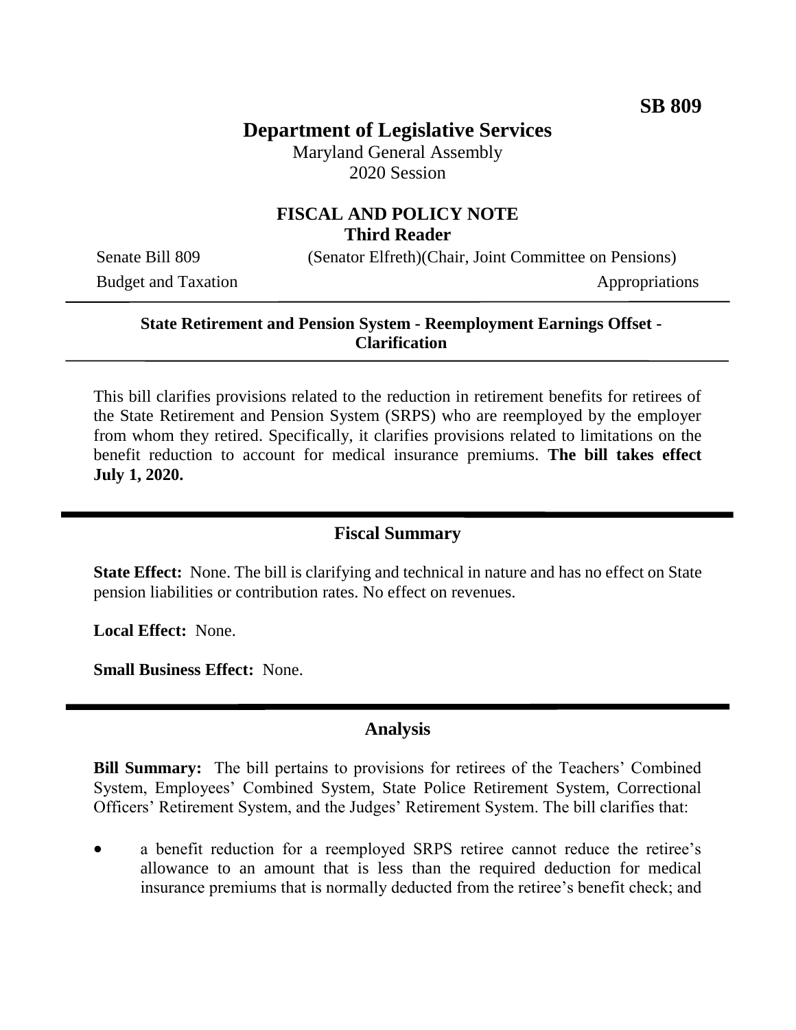**SB 809**

# Department of Legislative Services

Maryland General Assembly
2020 Session

## FISCAL AND POLICY NOTE
**Third Reader**

Senate Bill 809 (Senator Elfreth)(Chair, Joint Committee on Pensions)
Budget and Taxation Appropriations

---

**State Retirement and Pension System - Reemployment Earnings Offset - Clarification**

---

This bill clarifies provisions related to the reduction in retirement benefits for retirees of the State Retirement and Pension System (SRPS) who are reemployed by the employer from whom they retired. Specifically, it clarifies provisions related to limitations on the benefit reduction to account for medical insurance premiums. **The bill takes effect July 1, 2020.**

---

## Fiscal Summary

**State Effect:** None. The bill is clarifying and technical in nature and has no effect on State pension liabilities or contribution rates. No effect on revenues.

**Local Effect:** None.

**Small Business Effect:** None.

---

## Analysis

**Bill Summary:** The bill pertains to provisions for retirees of the Teachers' Combined System, Employees' Combined System, State Police Retirement System, Correctional Officers' Retirement System, and the Judges' Retirement System. The bill clarifies that:

- a benefit reduction for a reemployed SRPS retiree cannot reduce the retiree's allowance to an amount that is less than the required deduction for medical insurance premiums that is normally deducted from the retiree's benefit check; and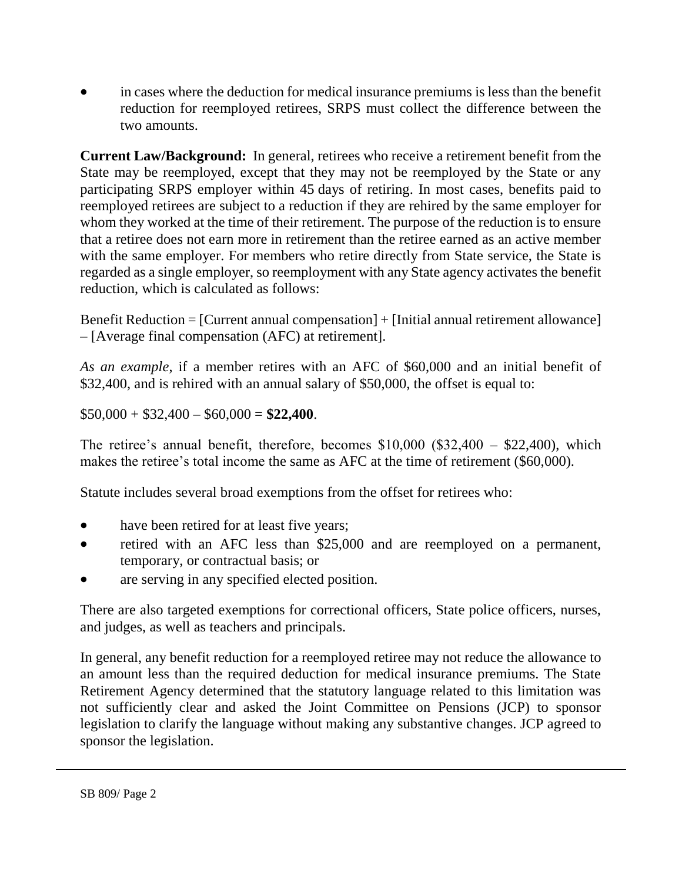- in cases where the deduction for medical insurance premiums is less than the benefit reduction for reemployed retirees, SRPS must collect the difference between the two amounts.

**Current Law/Background:** In general, retirees who receive a retirement benefit from the State may be reemployed, except that they may not be reemployed by the State or any participating SRPS employer within 45 days of retiring. In most cases, benefits paid to reemployed retirees are subject to a reduction if they are rehired by the same employer for whom they worked at the time of their retirement. The purpose of the reduction is to ensure that a retiree does not earn more in retirement than the retiree earned as an active member with the same employer. For members who retire directly from State service, the State is regarded as a single employer, so reemployment with any State agency activates the benefit reduction, which is calculated as follows:

Benefit Reduction = [Current annual compensation] + [Initial annual retirement allowance] – [Average final compensation (AFC) at retirement].

*As an example*, if a member retires with an AFC of $60,000 and an initial benefit of $32,400, and is rehired with an annual salary of $50,000, the offset is equal to:

$50,000 + $32,400 – $60,000 = **$22,400**.

The retiree's annual benefit, therefore, becomes $10,000 ($32,400 – $22,400), which makes the retiree's total income the same as AFC at the time of retirement ($60,000).

Statute includes several broad exemptions from the offset for retirees who:

- have been retired for at least five years;
- retired with an AFC less than $25,000 and are reemployed on a permanent, temporary, or contractual basis; or
- are serving in any specified elected position.

There are also targeted exemptions for correctional officers, State police officers, nurses, and judges, as well as teachers and principals.

In general, any benefit reduction for a reemployed retiree may not reduce the allowance to an amount less than the required deduction for medical insurance premiums. The State Retirement Agency determined that the statutory language related to this limitation was not sufficiently clear and asked the Joint Committee on Pensions (JCP) to sponsor legislation to clarify the language without making any substantive changes. JCP agreed to sponsor the legislation.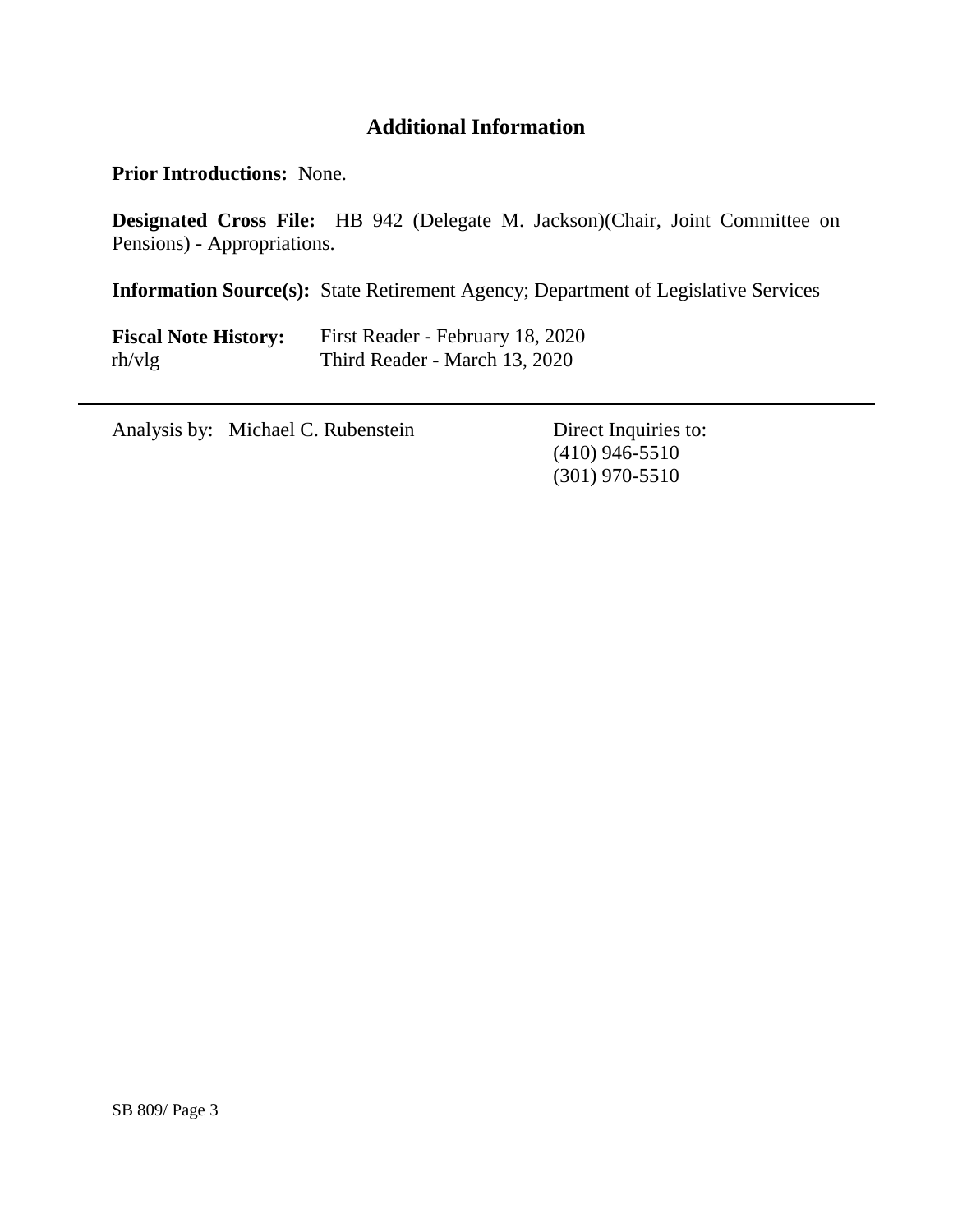## Additional Information

**Prior Introductions:** None.

**Designated Cross File:** HB 942 (Delegate M. Jackson)(Chair, Joint Committee on Pensions) - Appropriations.

**Information Source(s):** State Retirement Agency; Department of Legislative Services

**Fiscal Note History:** First Reader - February 18, 2020
rh/vlg Third Reader - March 13, 2020

---

Analysis by: Michael C. Rubenstein

Direct Inquiries to:
(410) 946-5510
(301) 970-5510